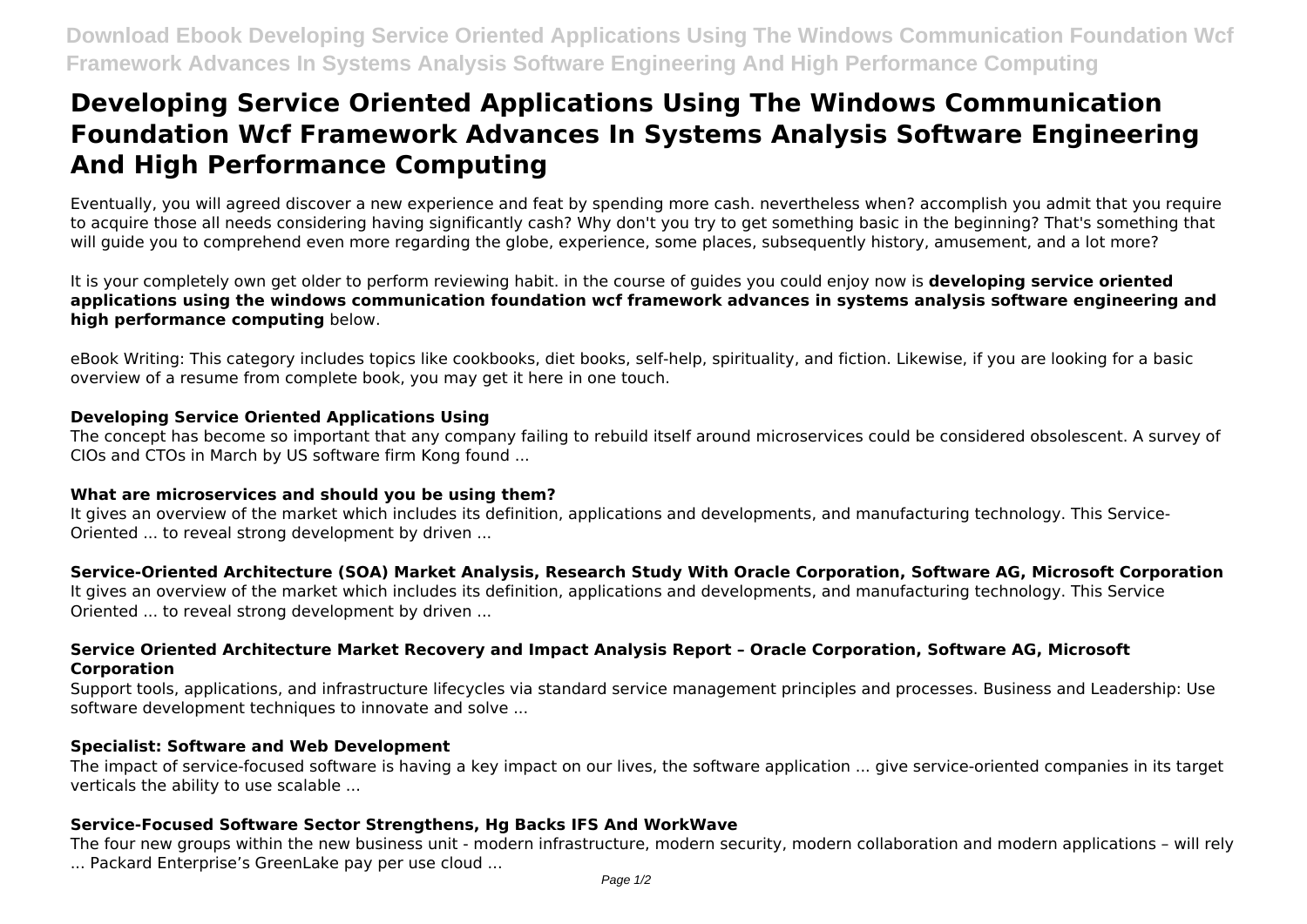# Developing Service Oriented Applications Using The Windows Communication Foundation Wcf Framework Advances In Systems Analysis Software Engineering And High Performance Computing

Eventually, you will agreed discover a new experience and feat by spending more cash. nevertheless when? accomplish you admit that you require to acquire those all needs considering having significantly cash? Why don't you try to get something basic in the beginning? That's something that will guide you to comprehend even more regarding the globe, experience, some places, subsequently history, amusement, and a lot more?

It is your completely own get older to perform reviewing habit. in the course of guides you could enjoy now is **developing service oriented applications using the windows communication foundation wcf framework advances in systems analysis software engineering and high performance computing** below.

eBook Writing: This category includes topics like cookbooks, diet books, self-help, spirituality, and fiction. Likewise, if you are looking for a basic overview of a resume from complete book, you may get it here in one touch.

### Developing Service Oriented Applications Using

The concept has become so important that any company failing to rebuild itself around microservices could be considered obsolescent. A survey of CIOs and CTOs in March by US software firm Kong found ...

### What are microservices and should you be using them?

It gives an overview of the market which includes its definition, applications and developments, and manufacturing technology. This Service-Oriented ... to reveal strong development by driven ...

### Service-Oriented Architecture (SOA) Market Analysis, Research Study With Oracle Corporation, Software AG, Microsoft Corporation

It gives an overview of the market which includes its definition, applications and developments, and manufacturing technology. This Service Oriented ... to reveal strong development by driven ...

### Service Oriented Architecture Market Recovery and Impact Analysis Report – Oracle Corporation, Software AG, Microsoft Corporation

Support tools, applications, and infrastructure lifecycles via standard service management principles and processes. Business and Leadership: Use software development techniques to innovate and solve ...

### Specialist: Software and Web Development

The impact of service-focused software is having a key impact on our lives, the software application ... give service-oriented companies in its target verticals the ability to use scalable ...

### Service-Focused Software Sector Strengthens, Hg Backs IFS And WorkWave

The four new groups within the new business unit - modern infrastructure, modern security, modern collaboration and modern applications – will rely ... Packard Enterprise's GreenLake pay per use cloud ...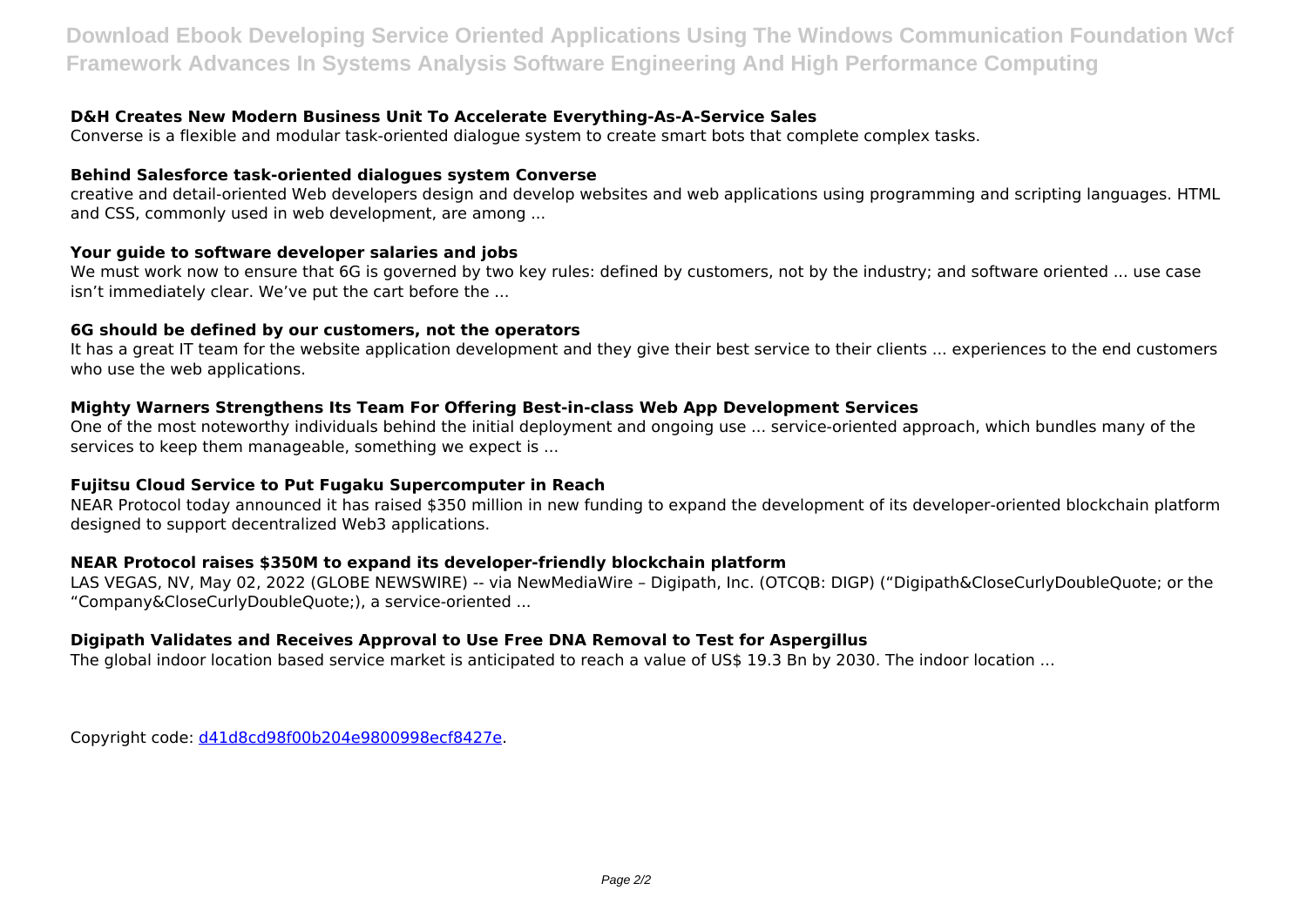### D&H Creates New Modern Business Unit To Accelerate Everything-As-A-Service Sales

Converse is a flexible and modular task-oriented dialogue system to create smart bots that complete complex tasks.

### Behind Salesforce task-oriented dialogues system Converse

creative and detail-oriented Web developers design and develop websites and web applications using programming and scripting languages. HTML and CSS, commonly used in web development, are among ...

### Your guide to software developer salaries and jobs

We must work now to ensure that 6G is governed by two key rules: defined by customers, not by the industry; and software oriented ... use case isn't immediately clear. We've put the cart before the ...

### 6G should be defined by our customers, not the operators

It has a great IT team for the website application development and they give their best service to their clients ... experiences to the end customers who use the web applications.

### Mighty Warners Strengthens Its Team For Offering Best-in-class Web App Development Services

One of the most noteworthy individuals behind the initial deployment and ongoing use ... service-oriented approach, which bundles many of the services to keep them manageable, something we expect is ...

### Fujitsu Cloud Service to Put Fugaku Supercomputer in Reach

NEAR Protocol today announced it has raised $350 million in new funding to expand the development of its developer-oriented blockchain platform designed to support decentralized Web3 applications.

### NEAR Protocol raises $350M to expand its developer-friendly blockchain platform

LAS VEGAS, NV, May 02, 2022 (GLOBE NEWSWIRE) -- via NewMediaWire – Digipath, Inc. (OTCQB: DIGP) ("Digipath&CloseCurlyDoubleQuote; or the "Company&CloseCurlyDoubleQuote;), a service-oriented ...

### Digipath Validates and Receives Approval to Use Free DNA Removal to Test for Aspergillus

The global indoor location based service market is anticipated to reach a value of US$ 19.3 Bn by 2030. The indoor location ...

Copyright code: d41d8cd98f00b204e9800998ecf8427e.